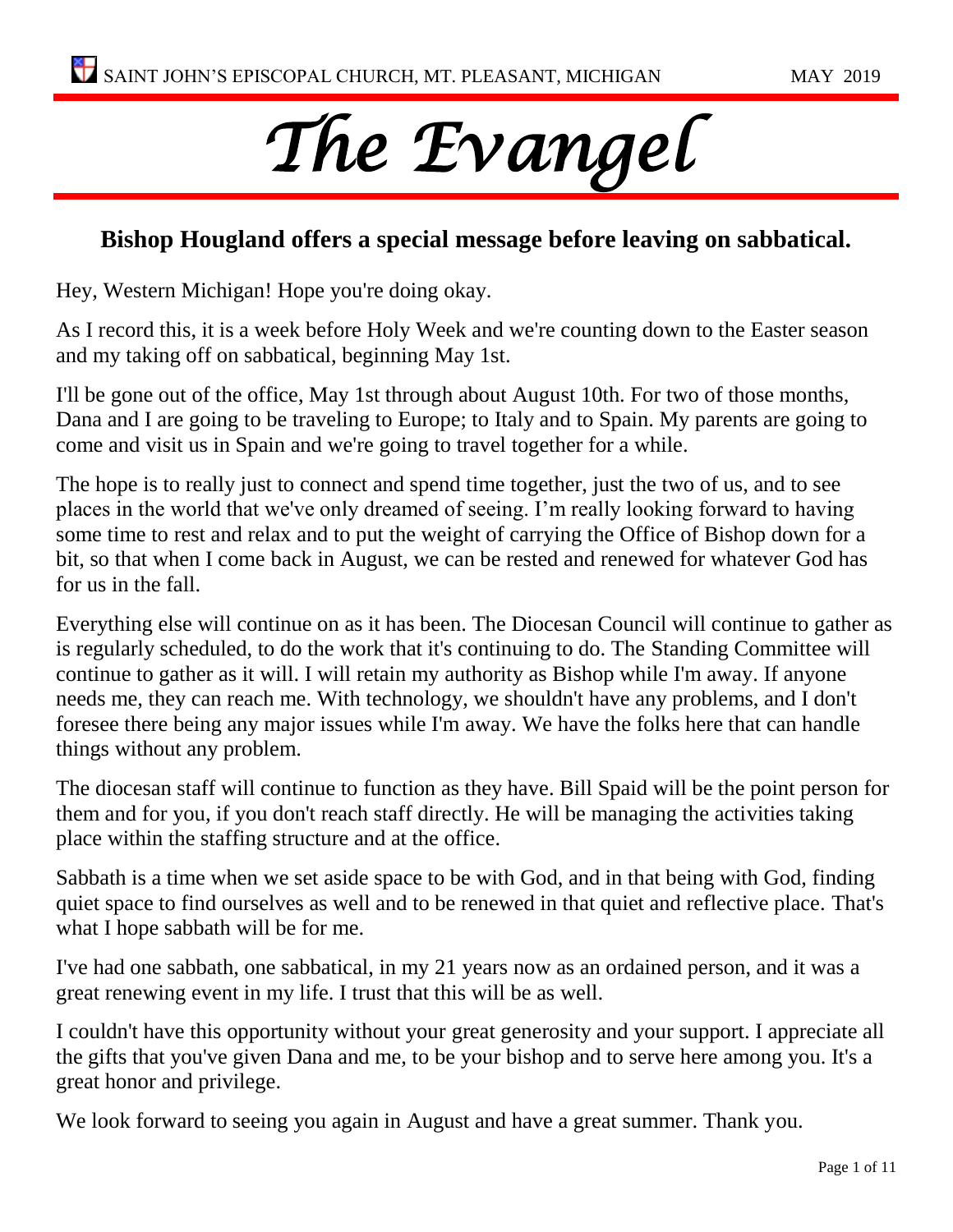# The Evangel

## Bishop Hougland offers a special message before leaving on sabbatical.

Hey, Western Michigan! Hope you're doing okay.

As I record this, it is a week before Holy Week and we're counting down to the Easter season and my taking off on sabbatical, beginning May 1st.

I'll be gone out of the office, May 1st through about August 10th. For two of those months, Dana and I are going to be traveling to Europe; to Italy and to Spain. My parents are going to come and visit us in Spain and we're going to travel together for a while.

The hope is to really just to connect and spend time together, just the two of us, and to see places in the world that we've only dreamed of seeing. I'm really looking forward to having some time to rest and relax and to put the weight of carrying the Office of Bishop down for a bit, so that when I come back in August, we can be rested and renewed for whatever God has for us in the fall.

Everything else will continue on as it has been. The Diocesan Council will continue to gather as is regularly scheduled, to do the work that it's continuing to do. The Standing Committee will continue to gather as it will. I will retain my authority as Bishop while I'm away. If anyone needs me, they can reach me. With technology, we shouldn't have any problems, and I don't foresee there being any major issues while I'm away. We have the folks here that can handle things without any problem.

The diocesan staff will continue to function as they have. Bill Spaid will be the point person for them and for you, if you don't reach staff directly. He will be managing the activities taking place within the staffing structure and at the office.

Sabbath is a time when we set aside space to be with God, and in that being with God, finding quiet space to find ourselves as well and to be renewed in that quiet and reflective place. That's what I hope sabbath will be for me.

I've had one sabbath, one sabbatical, in my 21 years now as an ordained person, and it was a great renewing event in my life. I trust that this will be as well.

I couldn't have this opportunity without your great generosity and your support. I appreciate all the gifts that you've given Dana and me, to be your bishop and to serve here among you. It's a great honor and privilege.

We look forward to seeing you again in August and have a great summer. Thank you.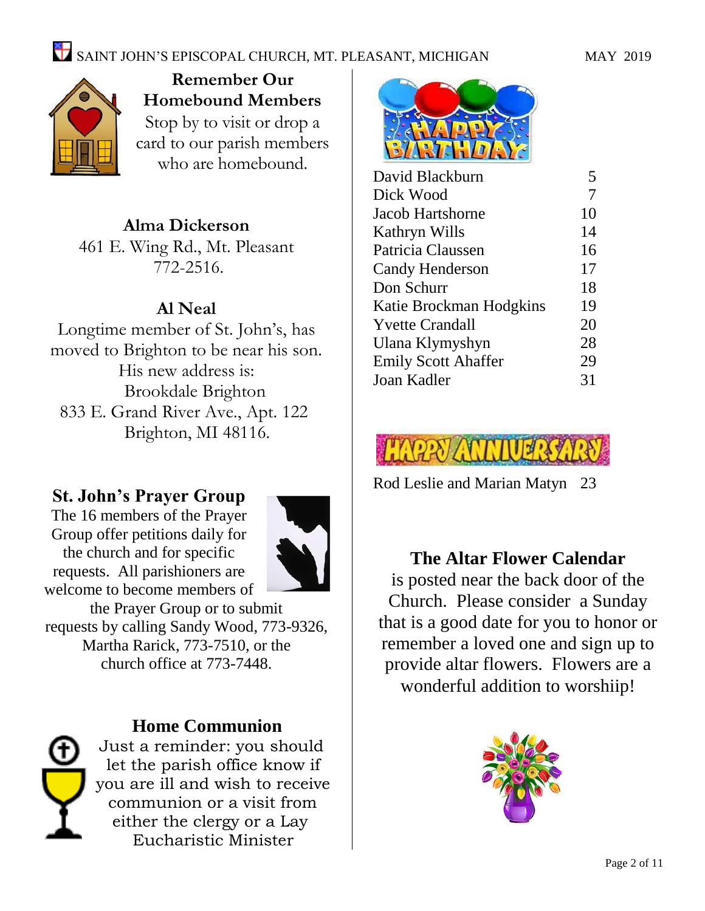## Remember Our Homebound Members

Stop by to visit or drop a card to our parish members who are homebound.

**Alma Dickerson**
461 E. Wing Rd., Mt. Pleasant
772-2516.

**Al Neal**
Longtime member of St. John's, has moved to Brighton to be near his son.
His new address is:
Brookdale Brighton
833 E. Grand River Ave., Apt. 122
Brighton, MI 48116.

## St. John's Prayer Group

The 16 members of the Prayer Group offer petitions daily for the church and for specific requests. All parishioners are welcome to become members of the Prayer Group or to submit requests by calling Sandy Wood, 773-9326, Martha Rarick, 773-7510, or the church office at 773-7448.

## Home Communion

Just a reminder: you should let the parish office know if you are ill and wish to receive communion or a visit from either the clergy or a Lay Eucharistic Minister

## Happy Birthday

| Name | Day |
|---|---|
| David Blackburn | 5 |
| Dick Wood | 7 |
| Jacob Hartshorne | 10 |
| Kathryn Wills | 14 |
| Patricia Claussen | 16 |
| Candy Henderson | 17 |
| Don Schurr | 18 |
| Katie Brockman Hodgkins | 19 |
| Yvette Crandall | 20 |
| Ulana Klymyshyn | 28 |
| Emily Scott Ahaffer | 29 |
| Joan Kadler | 31 |

## Happy Anniversary

Rod Leslie and Marian Matyn 23

## The Altar Flower Calendar

is posted near the back door of the Church. Please consider a Sunday that is a good date for you to honor or remember a loved one and sign up to provide altar flowers. Flowers are a wonderful addition to worshiip!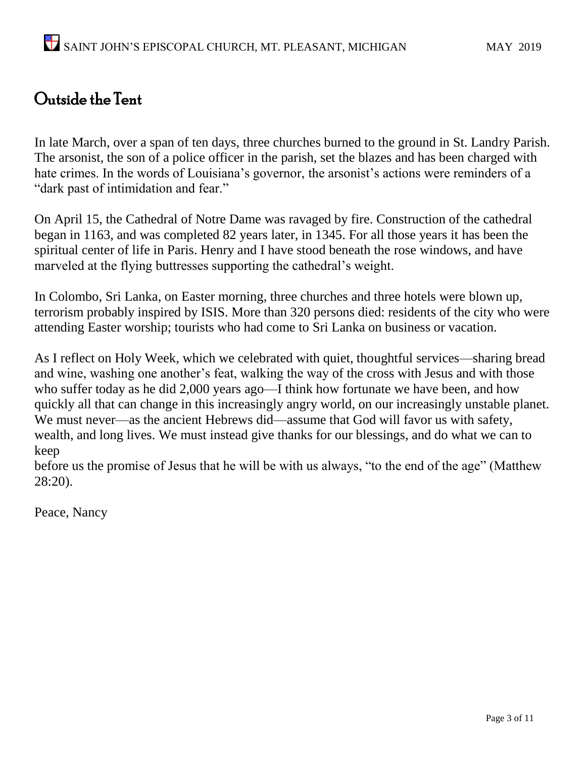# Outside the Tent

In late March, over a span of ten days, three churches burned to the ground in St. Landry Parish. The arsonist, the son of a police officer in the parish, set the blazes and has been charged with hate crimes. In the words of Louisiana's governor, the arsonist's actions were reminders of a "dark past of intimidation and fear."

On April 15, the Cathedral of Notre Dame was ravaged by fire. Construction of the cathedral began in 1163, and was completed 82 years later, in 1345. For all those years it has been the spiritual center of life in Paris. Henry and I have stood beneath the rose windows, and have marveled at the flying buttresses supporting the cathedral's weight.

In Colombo, Sri Lanka, on Easter morning, three churches and three hotels were blown up, terrorism probably inspired by ISIS. More than 320 persons died: residents of the city who were attending Easter worship; tourists who had come to Sri Lanka on business or vacation.

As I reflect on Holy Week, which we celebrated with quiet, thoughtful services—sharing bread and wine, washing one another's feat, walking the way of the cross with Jesus and with those who suffer today as he did 2,000 years ago—I think how fortunate we have been, and how quickly all that can change in this increasingly angry world, on our increasingly unstable planet. We must never—as the ancient Hebrews did—assume that God will favor us with safety, wealth, and long lives. We must instead give thanks for our blessings, and do what we can to keep before us the promise of Jesus that he will be with us always, "to the end of the age" (Matthew 28:20).

Peace, Nancy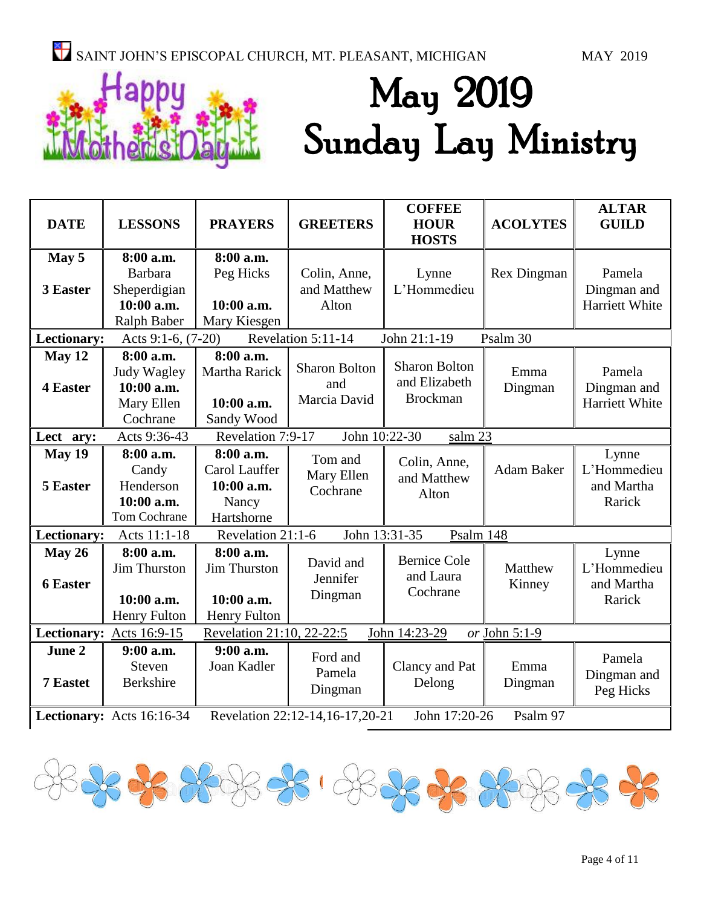# May 2019 Sunday Lay Ministry

Happy Mother's Day

| DATE | LESSONS | PRAYERS | GREETERS | COFFEE HOUR HOSTS | ACOLYTES | ALTAR GUILD |
|---|---|---|---|---|---|---|
| **May 5** **3 Easter** | **8:00 a.m.** Barbara Sheperdigian **10:00 a.m.** Ralph Baber | **8:00 a.m.** Peg Hicks **10:00 a.m.** Mary Kiesgen | Colin, Anne, and Matthew Alton | Lynne L'Hommedieu | Rex Dingman | Pamela Dingman and Harriett White |
| **Lectionary:** Acts 9:1-6, (7-20) Revelation 5:11-14 John 21:1-19 Psalm 30 | | | | | | |
| **May 12** **4 Easter** | **8:00 a.m.** Judy Wagley **10:00 a.m.** Mary Ellen Cochrane | **8:00 a.m.** Martha Rarick **10:00 a.m.** Sandy Wood | Sharon Bolton and Marcia David | Sharon Bolton and Elizabeth Brockman | Emma Dingman | Pamela Dingman and Harriett White |
| **Lect ary:** Acts 9:36-43 Revelation 7:9-17 John 10:22-30 salm 23 | | | | | | |
| **May 19** **5 Easter** | **8:00 a.m.** Candy Henderson **10:00 a.m.** Tom Cochrane | **8:00 a.m.** Carol Lauffer **10:00 a.m.** Nancy Hartshorne | Tom and Mary Ellen Cochrane | Colin, Anne, and Matthew Alton | Adam Baker | Lynne L'Hommedieu and Martha Rarick |
| **Lectionary:** Acts 11:1-18 Revelation 21:1-6 John 13:31-35 Psalm 148 | | | | | | |
| **May 26** **6 Easter** | **8:00 a.m.** Jim Thurston **10:00 a.m.** Henry Fulton | **8:00 a.m.** Jim Thurston **10:00 a.m.** Henry Fulton | David and Jennifer Dingman | Bernice Cole and Laura Cochrane | Matthew Kinney | Lynne L'Hommedieu and Martha Rarick |
| **Lectionary:** Acts 16:9-15 Revelation 21:10, 22-22:5 John 14:23-29 *or* John 5:1-9 | | | | | | |
| **June 2** **7 Eastet** | **9:00 a.m.** Steven Berkshire | **9:00 a.m.** Joan Kadler | Ford and Pamela Dingman | Clancy and Pat Delong | Emma Dingman | Pamela Dingman and Peg Hicks |
| **Lectionary:** Acts 16:16-34 Revelation 22:12-14,16-17,20-21 John 17:20-26 Psalm 97 | | | | | | |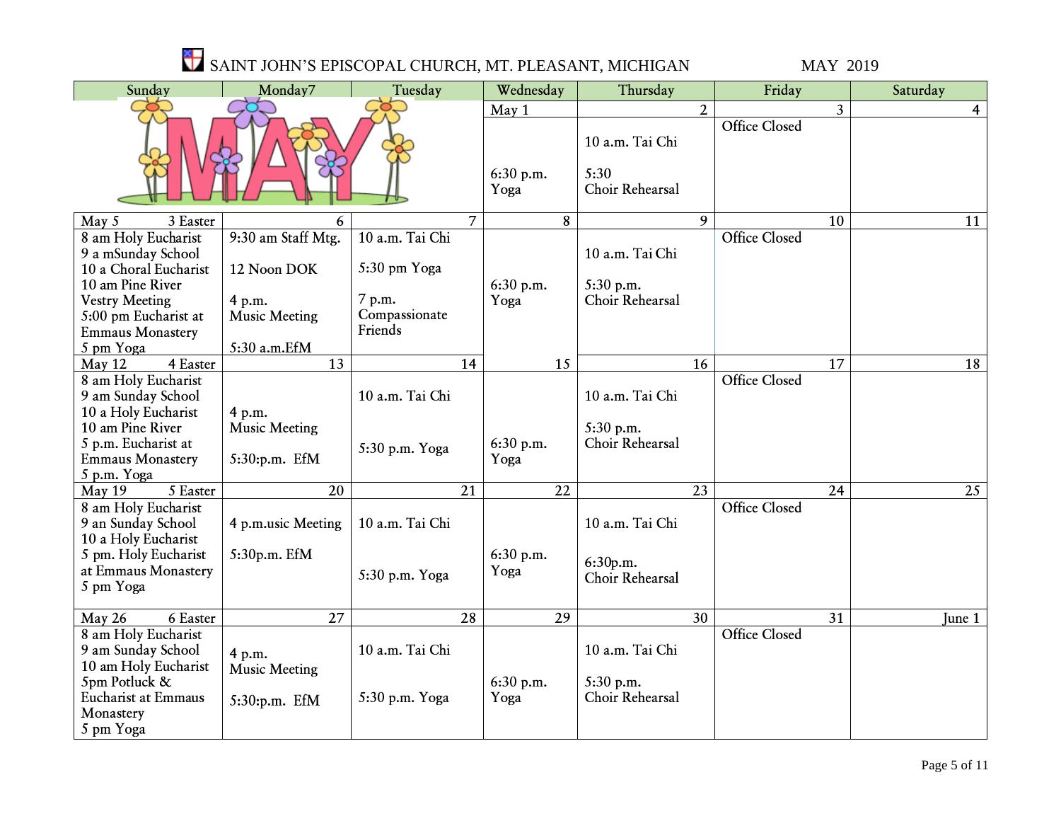# SAINT JOHN'S EPISCOPAL CHURCH, MT. PLEASANT, MICHIGAN

MAY 2019

| Sunday | Monday7 | Tuesday | Wednesday | Thursday | Friday | Saturday |
|---|---|---|---|---|---|---|
| MAY | | | May 1<br><br>6:30 p.m. Yoga | 2<br>10 a.m. Tai Chi<br>5:30 Choir Rehearsal | 3<br>Office Closed | 4 |
| May 5 3 Easter<br>8 am Holy Eucharist<br>9 a mSunday School<br>10 a Choral Eucharist<br>10 am Pine River<br>Vestry Meeting<br>5:00 pm Eucharist at Emmaus Monastery<br>5 pm Yoga | 6<br>9:30 am Staff Mtg.<br>12 Noon DOK<br>4 p.m. Music Meeting<br>5:30 a.m.EfM | 7<br>10 a.m. Tai Chi<br>5:30 pm Yoga<br>7 p.m. Compassionate Friends | 8<br>6:30 p.m. Yoga | 9<br>10 a.m. Tai Chi<br>5:30 p.m. Choir Rehearsal | 10<br>Office Closed | 11 |
| May 12 4 Easter<br>8 am Holy Eucharist<br>9 am Sunday School<br>10 a Holy Eucharist<br>10 am Pine River<br>5 p.m. Eucharist at Emmaus Monastery<br>5 p.m. Yoga | 13<br>4 p.m. Music Meeting<br>5:30:p.m. EfM | 14<br>10 a.m. Tai Chi<br>5:30 p.m. Yoga | 15<br>6:30 p.m. Yoga | 16<br>10 a.m. Tai Chi<br>5:30 p.m. Choir Rehearsal | 17<br>Office Closed | 18 |
| May 19 5 Easter<br>8 am Holy Eucharist<br>9 an Sunday School<br>10 a Holy Eucharist<br>5 pm. Holy Eucharist at Emmaus Monastery<br>5 pm Yoga | 20<br>4 p.m.usic Meeting<br>5:30p.m. EfM | 21<br>10 a.m. Tai Chi<br>5:30 p.m. Yoga | 22<br>6:30 p.m. Yoga | 23<br>10 a.m. Tai Chi<br>6:30p.m. Choir Rehearsal | 24<br>Office Closed | 25 |
| May 26 6 Easter<br>8 am Holy Eucharist<br>9 am Sunday School<br>10 am Holy Eucharist<br>5pm Potluck & Eucharist at Emmaus Monastery<br>5 pm Yoga | 27<br>4 p.m. Music Meeting<br>5:30:p.m. EfM | 28<br>10 a.m. Tai Chi<br>5:30 p.m. Yoga | 29<br>6:30 p.m. Yoga | 30<br>10 a.m. Tai Chi<br>5:30 p.m. Choir Rehearsal | 31<br>Office Closed | June 1 |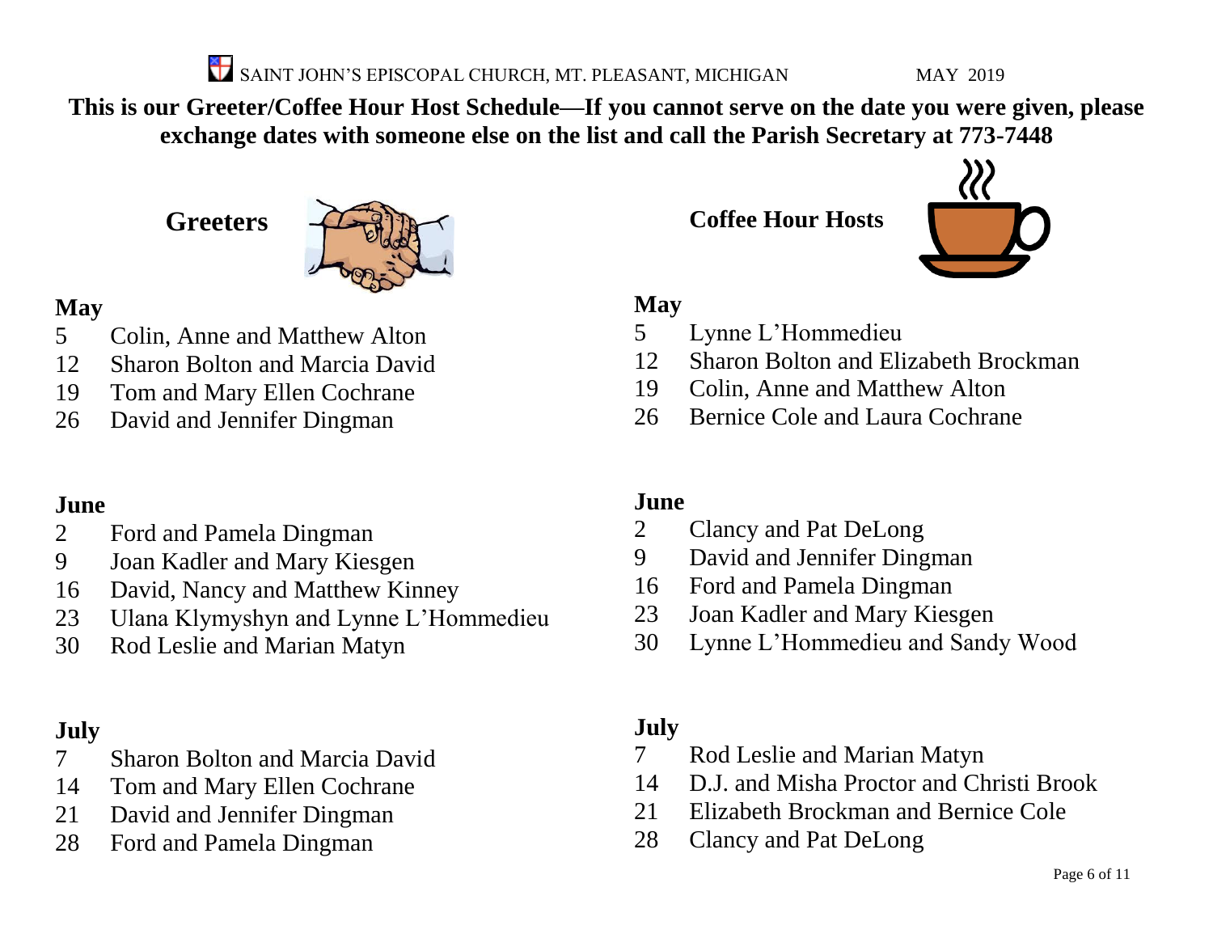SAINT JOHN'S EPISCOPAL CHURCH, MT. PLEASANT, MICHIGAN MAY 2019

**This is our Greeter/Coffee Hour Host Schedule—If you cannot serve on the date you were given, please exchange dates with someone else on the list and call the Parish Secretary at 773-7448**

## Greeters

### May

5 Colin, Anne and Matthew Alton
12 Sharon Bolton and Marcia David
19 Tom and Mary Ellen Cochrane
26 David and Jennifer Dingman

### June

2 Ford and Pamela Dingman
9 Joan Kadler and Mary Kiesgen
16 David, Nancy and Matthew Kinney
23 Ulana Klymyshyn and Lynne L'Hommedieu
30 Rod Leslie and Marian Matyn

### July

7 Sharon Bolton and Marcia David
14 Tom and Mary Ellen Cochrane
21 David and Jennifer Dingman
28 Ford and Pamela Dingman

## Coffee Hour Hosts

### May

5 Lynne L'Hommedieu
12 Sharon Bolton and Elizabeth Brockman
19 Colin, Anne and Matthew Alton
26 Bernice Cole and Laura Cochrane

### June

2 Clancy and Pat DeLong
9 David and Jennifer Dingman
16 Ford and Pamela Dingman
23 Joan Kadler and Mary Kiesgen
30 Lynne L'Hommedieu and Sandy Wood

### July

7 Rod Leslie and Marian Matyn
14 D.J. and Misha Proctor and Christi Brook
21 Elizabeth Brockman and Bernice Cole
28 Clancy and Pat DeLong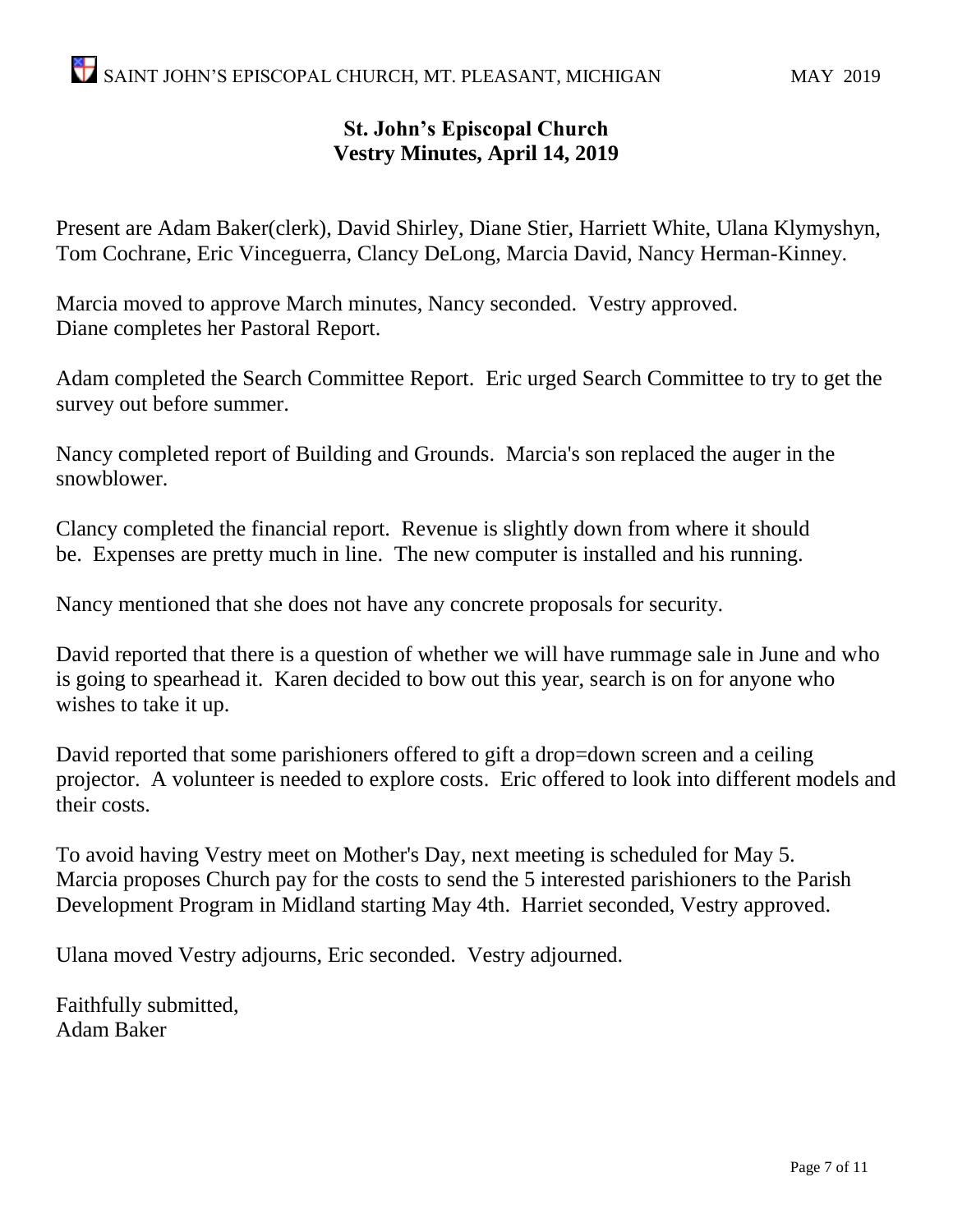# St. John's Episcopal Church
## Vestry Minutes, April 14, 2019

Present are Adam Baker(clerk), David Shirley, Diane Stier, Harriett White, Ulana Klymyshyn, Tom Cochrane, Eric Vinceguerra, Clancy DeLong, Marcia David, Nancy Herman-Kinney.

Marcia moved to approve March minutes, Nancy seconded. Vestry approved.
Diane completes her Pastoral Report.

Adam completed the Search Committee Report. Eric urged Search Committee to try to get the survey out before summer.

Nancy completed report of Building and Grounds. Marcia's son replaced the auger in the snowblower.

Clancy completed the financial report. Revenue is slightly down from where it should be. Expenses are pretty much in line. The new computer is installed and his running.

Nancy mentioned that she does not have any concrete proposals for security.

David reported that there is a question of whether we will have rummage sale in June and who is going to spearhead it. Karen decided to bow out this year, search is on for anyone who wishes to take it up.

David reported that some parishioners offered to gift a drop=down screen and a ceiling projector. A volunteer is needed to explore costs. Eric offered to look into different models and their costs.

To avoid having Vestry meet on Mother's Day, next meeting is scheduled for May 5.
Marcia proposes Church pay for the costs to send the 5 interested parishioners to the Parish Development Program in Midland starting May 4th. Harriet seconded, Vestry approved.

Ulana moved Vestry adjourns, Eric seconded. Vestry adjourned.

Faithfully submitted,
Adam Baker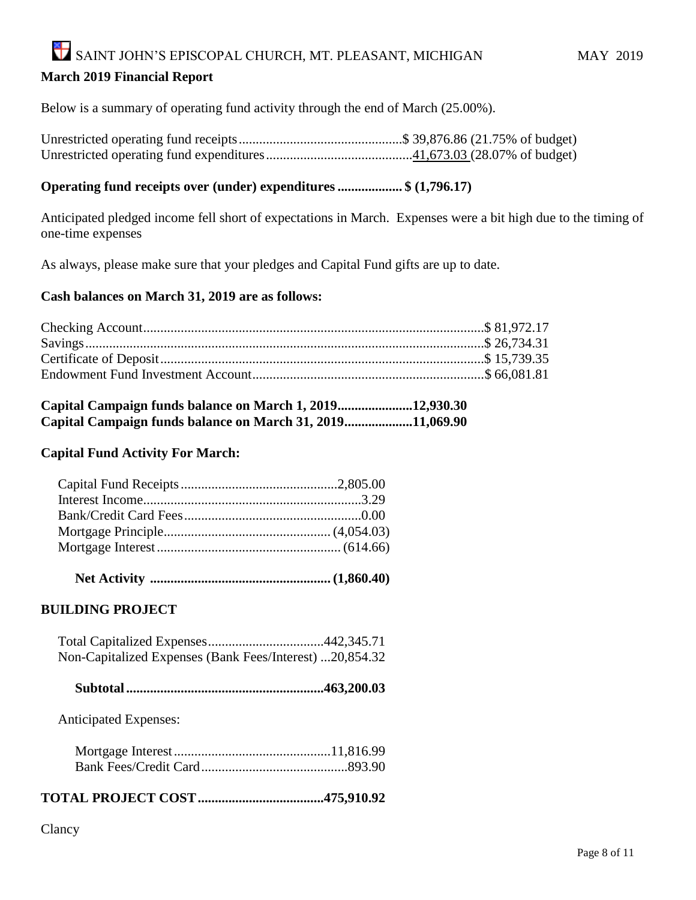## March 2019 Financial Report

Below is a summary of operating fund activity through the end of March (25.00%).

| | | |
|---|---|---|
| Unrestricted operating fund receipts | $ 39,876.86 | (21.75% of budget) |
| Unrestricted operating fund expenditures | 41,673.03 | (28.07% of budget) |

**Operating fund receipts over (under) expenditures .................. $ (1,796.17)**

Anticipated pledged income fell short of expectations in March. Expenses were a bit high due to the timing of one-time expenses

As always, please make sure that your pledges and Capital Fund gifts are up to date.

**Cash balances on March 31, 2019 are as follows:**

| | |
|---|---|
| Checking Account | $ 81,972.17 |
| Savings | $ 26,734.31 |
| Certificate of Deposit | $ 15,739.35 |
| Endowment Fund Investment Account | $ 66,081.81 |

**Capital Campaign funds balance on March 1, 2019......................12,930.30**
**Capital Campaign funds balance on March 31, 2019....................11,069.90**

### Capital Fund Activity For March:

| | |
|---|---|
| Capital Fund Receipts | 2,805.00 |
| Interest Income | 3.29 |
| Bank/Credit Card Fees | 0.00 |
| Mortgage Principle | (4,054.03) |
| Mortgage Interest | (614.66) |
| **Net Activity** | **(1,860.40)** |

### BUILDING PROJECT

| | |
|---|---|
| Total Capitalized Expenses | 442,345.71 |
| Non-Capitalized Expenses (Bank Fees/Interest) | 20,854.32 |
| **Subtotal** | **463,200.03** |

Anticipated Expenses:

| | |
|---|---|
| Mortgage Interest | 11,816.99 |
| Bank Fees/Credit Card | 893.90 |

**TOTAL PROJECT COST....................................475,910.92**

Clancy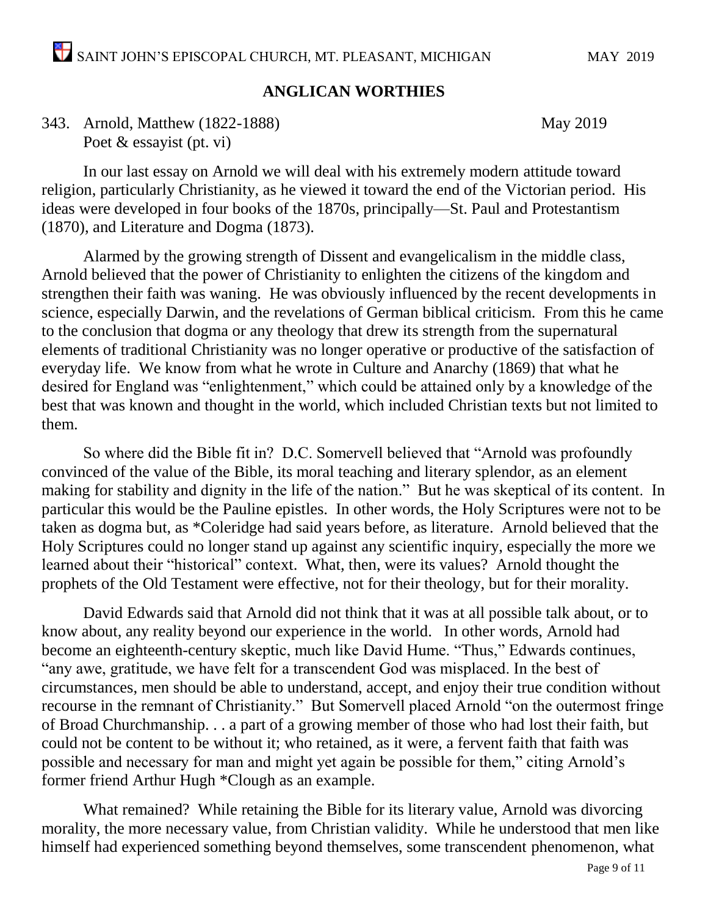## ANGLICAN WORTHIES

343. Arnold, Matthew (1822-1888) May 2019
Poet & essayist (pt. vi)

In our last essay on Arnold we will deal with his extremely modern attitude toward religion, particularly Christianity, as he viewed it toward the end of the Victorian period. His ideas were developed in four books of the 1870s, principally—St. Paul and Protestantism (1870), and Literature and Dogma (1873).

Alarmed by the growing strength of Dissent and evangelicalism in the middle class, Arnold believed that the power of Christianity to enlighten the citizens of the kingdom and strengthen their faith was waning. He was obviously influenced by the recent developments in science, especially Darwin, and the revelations of German biblical criticism. From this he came to the conclusion that dogma or any theology that drew its strength from the supernatural elements of traditional Christianity was no longer operative or productive of the satisfaction of everyday life. We know from what he wrote in Culture and Anarchy (1869) that what he desired for England was "enlightenment," which could be attained only by a knowledge of the best that was known and thought in the world, which included Christian texts but not limited to them.

So where did the Bible fit in? D.C. Somervell believed that "Arnold was profoundly convinced of the value of the Bible, its moral teaching and literary splendor, as an element making for stability and dignity in the life of the nation." But he was skeptical of its content. In particular this would be the Pauline epistles. In other words, the Holy Scriptures were not to be taken as dogma but, as *Coleridge had said years before, as literature. Arnold believed that the Holy Scriptures could no longer stand up against any scientific inquiry, especially the more we learned about their "historical" context. What, then, were its values? Arnold thought the prophets of the Old Testament were effective, not for their theology, but for their morality.

David Edwards said that Arnold did not think that it was at all possible talk about, or to know about, any reality beyond our experience in the world. In other words, Arnold had become an eighteenth-century skeptic, much like David Hume. "Thus," Edwards continues, "any awe, gratitude, we have felt for a transcendent God was misplaced. In the best of circumstances, men should be able to understand, accept, and enjoy their true condition without recourse in the remnant of Christianity." But Somervell placed Arnold "on the outermost fringe of Broad Churchmanship. . . a part of a growing member of those who had lost their faith, but could not be content to be without it; who retained, as it were, a fervent faith that faith was possible and necessary for man and might yet again be possible for them," citing Arnold's former friend Arthur Hugh *Clough as an example.

What remained? While retaining the Bible for its literary value, Arnold was divorcing morality, the more necessary value, from Christian validity. While he understood that men like himself had experienced something beyond themselves, some transcendent phenomenon, what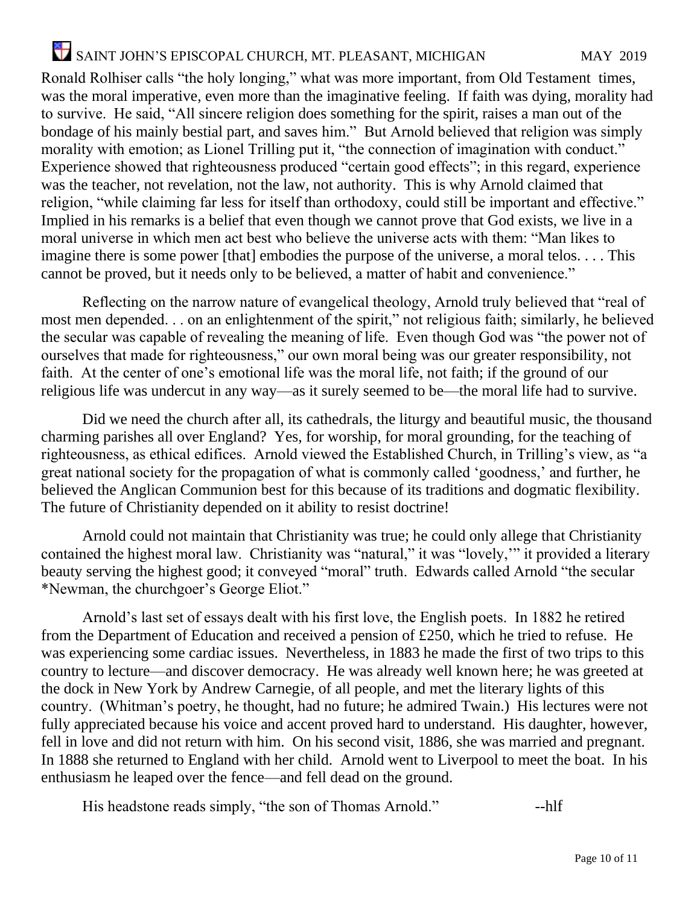Ronald Rolhiser calls "the holy longing," what was more important, from Old Testament times, was the moral imperative, even more than the imaginative feeling. If faith was dying, morality had to survive. He said, "All sincere religion does something for the spirit, raises a man out of the bondage of his mainly bestial part, and saves him." But Arnold believed that religion was simply morality with emotion; as Lionel Trilling put it, "the connection of imagination with conduct." Experience showed that righteousness produced "certain good effects"; in this regard, experience was the teacher, not revelation, not the law, not authority. This is why Arnold claimed that religion, "while claiming far less for itself than orthodoxy, could still be important and effective." Implied in his remarks is a belief that even though we cannot prove that God exists, we live in a moral universe in which men act best who believe the universe acts with them: "Man likes to imagine there is some power [that] embodies the purpose of the universe, a moral telos. . . . This cannot be proved, but it needs only to be believed, a matter of habit and convenience."

Reflecting on the narrow nature of evangelical theology, Arnold truly believed that "real of most men depended. . . on an enlightenment of the spirit," not religious faith; similarly, he believed the secular was capable of revealing the meaning of life. Even though God was "the power not of ourselves that made for righteousness," our own moral being was our greater responsibility, not faith. At the center of one's emotional life was the moral life, not faith; if the ground of our religious life was undercut in any way—as it surely seemed to be—the moral life had to survive.

Did we need the church after all, its cathedrals, the liturgy and beautiful music, the thousand charming parishes all over England? Yes, for worship, for moral grounding, for the teaching of righteousness, as ethical edifices. Arnold viewed the Established Church, in Trilling's view, as "a great national society for the propagation of what is commonly called 'goodness,' and further, he believed the Anglican Communion best for this because of its traditions and dogmatic flexibility. The future of Christianity depended on it ability to resist doctrine!

Arnold could not maintain that Christianity was true; he could only allege that Christianity contained the highest moral law. Christianity was "natural," it was "lovely,'" it provided a literary beauty serving the highest good; it conveyed "moral" truth. Edwards called Arnold "the secular *Newman, the churchgoer's George Eliot."

Arnold's last set of essays dealt with his first love, the English poets. In 1882 he retired from the Department of Education and received a pension of £250, which he tried to refuse. He was experiencing some cardiac issues. Nevertheless, in 1883 he made the first of two trips to this country to lecture—and discover democracy. He was already well known here; he was greeted at the dock in New York by Andrew Carnegie, of all people, and met the literary lights of this country. (Whitman's poetry, he thought, had no future; he admired Twain.) His lectures were not fully appreciated because his voice and accent proved hard to understand. His daughter, however, fell in love and did not return with him. On his second visit, 1886, she was married and pregnant. In 1888 she returned to England with her child. Arnold went to Liverpool to meet the boat. In his enthusiasm he leaped over the fence—and fell dead on the ground.

His headstone reads simply, "the son of Thomas Arnold." --hlf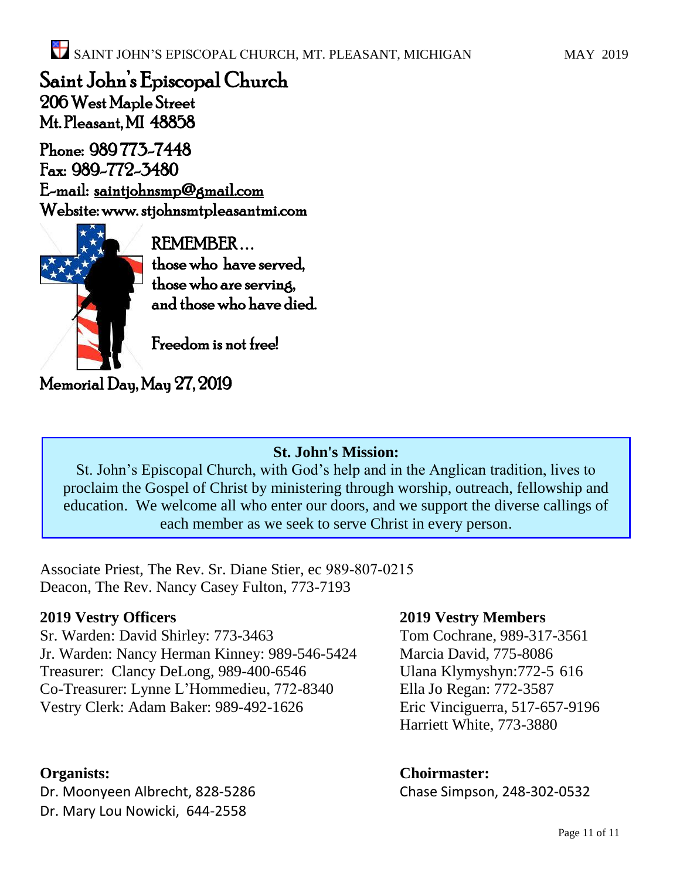# Saint John's Episcopal Church

206 West Maple Street
Mt. Pleasant, MI 48858

Phone: 989 773-7448
Fax: 989-772-3480
E-mail: saintjohnsmp@gmail.com
Website: www. stjohnsmtpleasantmi.com

REMEMBER…
those who have served,
those who are serving,
and those who have died.

Freedom is not free!

Memorial Day, May 27, 2019

**St. John's Mission:**

St. John's Episcopal Church, with God's help and in the Anglican tradition, lives to proclaim the Gospel of Christ by ministering through worship, outreach, fellowship and education. We welcome all who enter our doors, and we support the diverse callings of each member as we seek to serve Christ in every person.

Associate Priest, The Rev. Sr. Diane Stier, ec 989-807-0215
Deacon, The Rev. Nancy Casey Fulton, 773-7193

**2019 Vestry Officers**

Sr. Warden: David Shirley: 773-3463
Jr. Warden: Nancy Herman Kinney: 989-546-5424
Treasurer: Clancy DeLong, 989-400-6546
Co-Treasurer: Lynne L'Hommedieu, 772-8340
Vestry Clerk: Adam Baker: 989-492-1626

**2019 Vestry Members**

Tom Cochrane, 989-317-3561
Marcia David, 775-8086
Ulana Klymyshyn:772-5 616
Ella Jo Regan: 772-3587
Eric Vinciguerra, 517-657-9196
Harriett White, 773-3880

**Organists:**

Dr. Moonyeen Albrecht, 828-5286
Dr. Mary Lou Nowicki, 644-2558

**Choirmaster:**

Chase Simpson, 248-302-0532